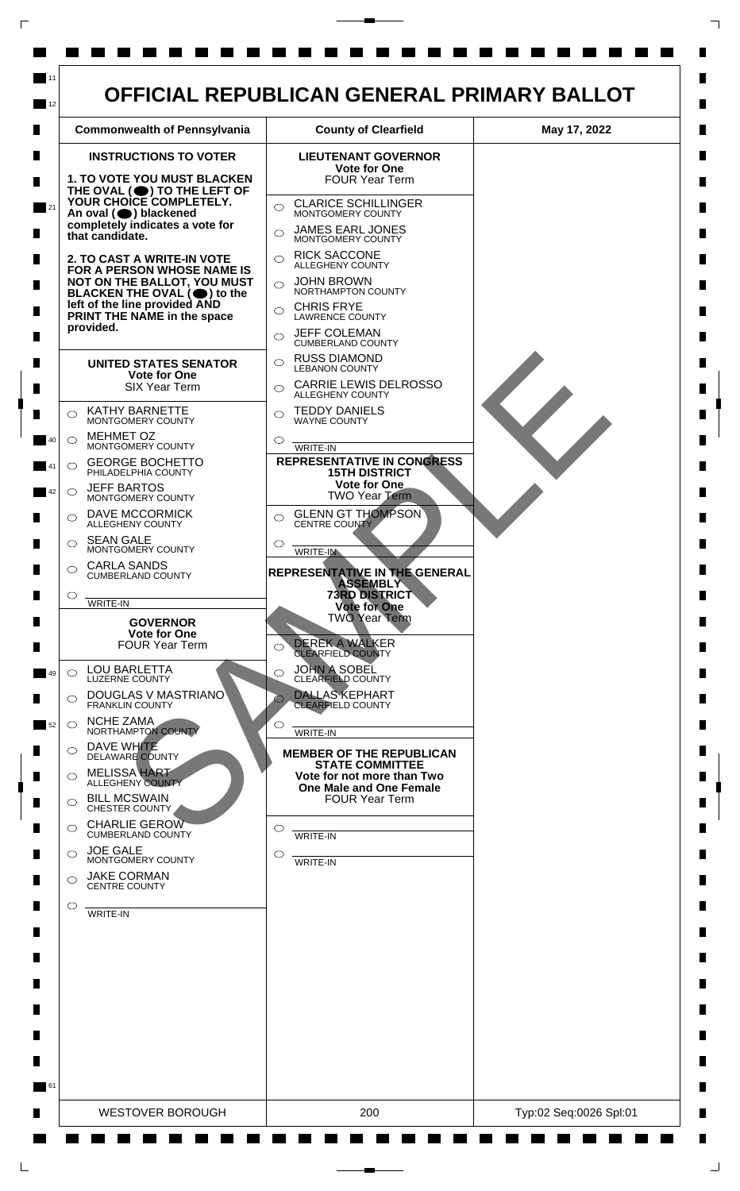# OFFICIAL REPUBLICAN GENERAL PRIMARY BALLOT

| Commonwealth of Pennsylvania | County of Clearfield | May 17, 2022 |
|---|---|---|

## INSTRUCTIONS TO VOTER

**1. TO VOTE YOU MUST BLACKEN THE OVAL (⬬) TO THE LEFT OF YOUR CHOICE COMPLETELY. An oval (⬬) blackened completely indicates a vote for that candidate.**

**2. TO CAST A WRITE-IN VOTE FOR A PERSON WHOSE NAME IS NOT ON THE BALLOT, YOU MUST BLACKEN THE OVAL (⬬) to the left of the line provided AND PRINT THE NAME in the space provided.**

### UNITED STATES SENATOR
**Vote for One**
SIX Year Term

- ◯ KATHY BARNETTE — MONTGOMERY COUNTY
- ◯ MEHMET OZ — MONTGOMERY COUNTY
- ◯ GEORGE BOCHETTO — PHILADELPHIA COUNTY
- ◯ JEFF BARTOS — MONTGOMERY COUNTY
- ◯ DAVE MCCORMICK — ALLEGHENY COUNTY
- ◯ SEAN GALE — MONTGOMERY COUNTY
- ◯ CARLA SANDS — CUMBERLAND COUNTY
- ◯ ________ WRITE-IN

### GOVERNOR
**Vote for One**
FOUR Year Term

- ◯ LOU BARLETTA — LUZERNE COUNTY
- ◯ DOUGLAS V MASTRIANO — FRANKLIN COUNTY
- ◯ NCHE ZAMA — NORTHAMPTON COUNTY
- ◯ DAVE WHITE — DELAWARE COUNTY
- ◯ MELISSA HART — ALLEGHENY COUNTY
- ◯ BILL MCSWAIN — CHESTER COUNTY
- ◯ CHARLIE GEROW — CUMBERLAND COUNTY
- ◯ JOE GALE — MONTGOMERY COUNTY
- ◯ JAKE CORMAN — CENTRE COUNTY
- ◯ ________ WRITE-IN

### LIEUTENANT GOVERNOR
**Vote for One**
FOUR Year Term

- ◯ CLARICE SCHILLINGER — MONTGOMERY COUNTY
- ◯ JAMES EARL JONES — MONTGOMERY COUNTY
- ◯ RICK SACCONE — ALLEGHENY COUNTY
- ◯ JOHN BROWN — NORTHAMPTON COUNTY
- ◯ CHRIS FRYE — LAWRENCE COUNTY
- ◯ JEFF COLEMAN — CUMBERLAND COUNTY
- ◯ RUSS DIAMOND — LEBANON COUNTY
- ◯ CARRIE LEWIS DELROSSO — ALLEGHENY COUNTY
- ◯ TEDDY DANIELS — WAYNE COUNTY
- ◯ ________ WRITE-IN

### REPRESENTATIVE IN CONGRESS
**15TH DISTRICT**
**Vote for One**
TWO Year Term

- ◯ GLENN GT THOMPSON — CENTRE COUNTY
- ◯ ________ WRITE-IN

### REPRESENTATIVE IN THE GENERAL ASSEMBLY
**73RD DISTRICT**
**Vote for One**
TWO Year Term

- ◯ DEREK A WALKER — CLEARFIELD COUNTY
- ◯ JOHN A SOBEL — CLEARFIELD COUNTY
- ◯ DALLAS KEPHART — CLEARFIELD COUNTY
- ◯ ________ WRITE-IN

### MEMBER OF THE REPUBLICAN STATE COMMITTEE
**Vote for not more than Two**
**One Male and One Female**
FOUR Year Term

- ◯ ________ WRITE-IN
- ◯ ________ WRITE-IN

SAMPLE

| WESTOVER BOROUGH | 200 | Typ:02 Seq:0026 Spl:01 |
|---|---|---|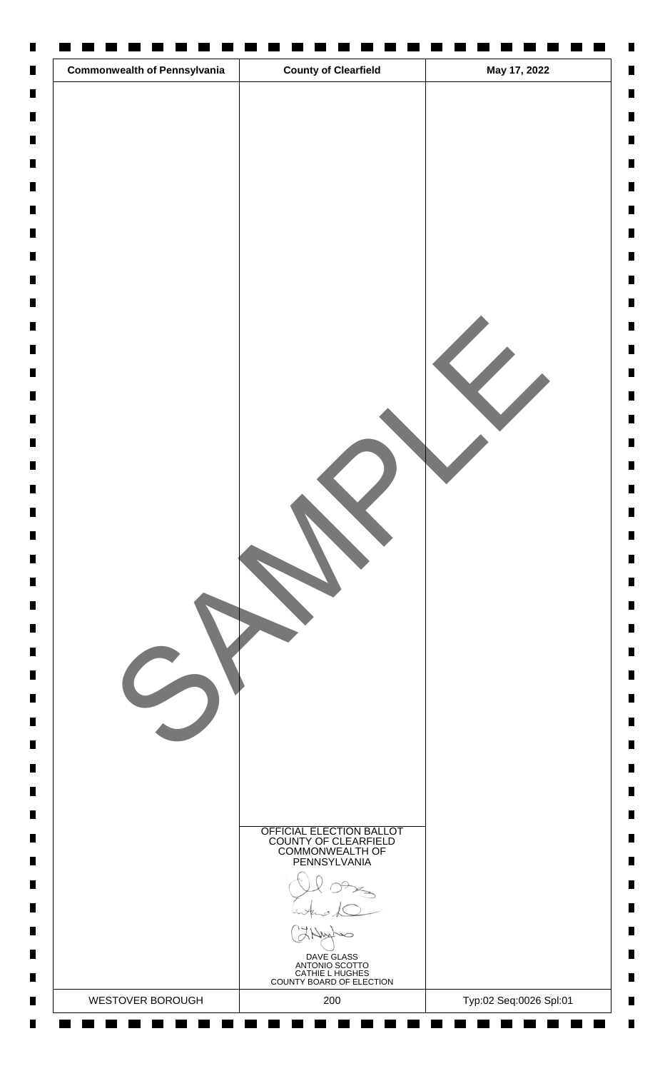| Commonwealth of Pennsylvania | County of Clearfield | May 17, 2022 |
| --- | --- | --- |

SAMPLE

OFFICIAL ELECTION BALLOT
COUNTY OF CLEARFIELD
COMMONWEALTH OF
PENNSYLVANIA

DAVE GLASS
ANTONIO SCOTTO
CATHIE L HUGHES
COUNTY BOARD OF ELECTION

| WESTOVER BOROUGH | 200 | Typ:02 Seq:0026 Spl:01 |
| --- | --- | --- |